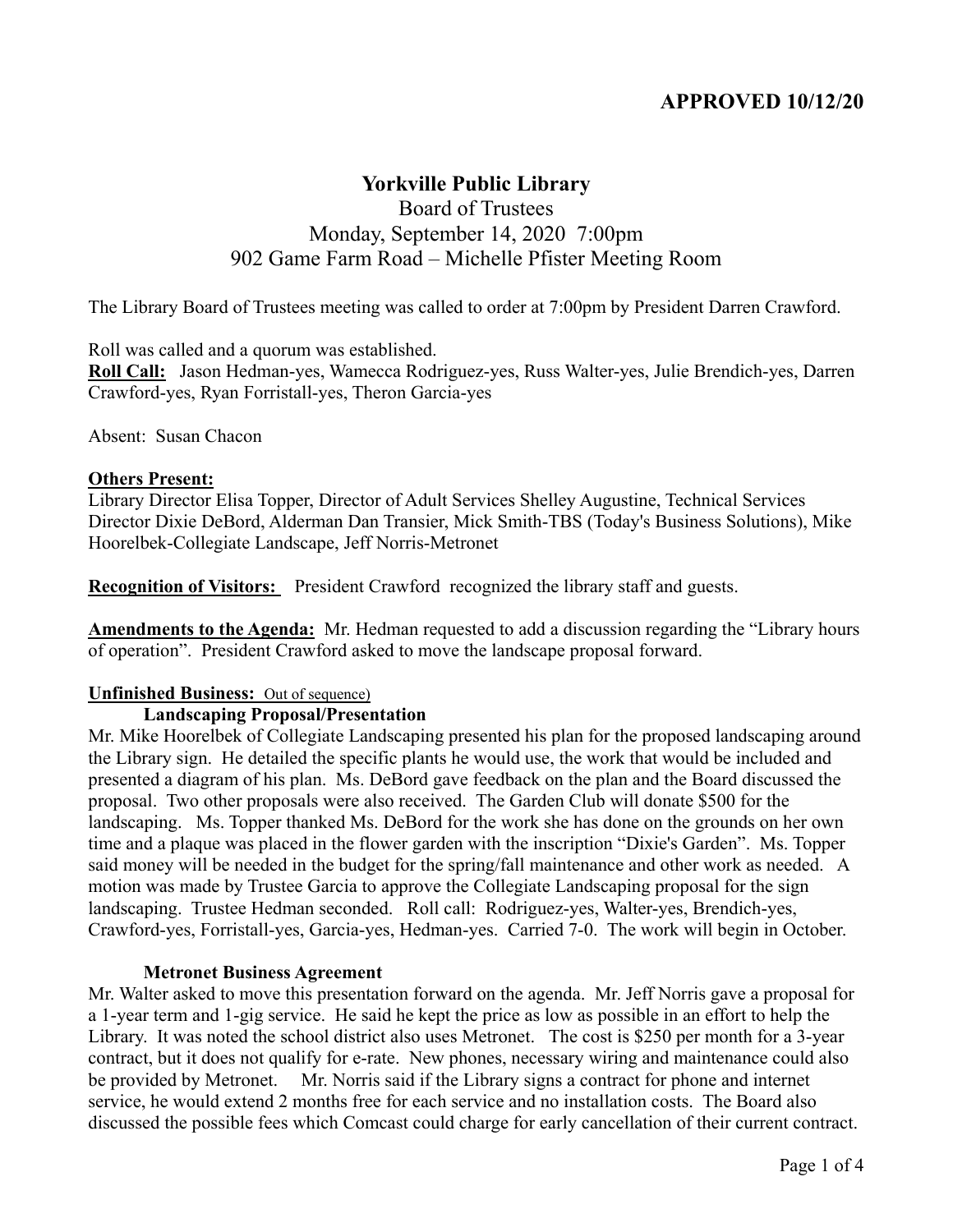**APPROVED 10/12/20**

# Yorkville Public Library

Board of Trustees
Monday, September 14, 2020 7:00pm
902 Game Farm Road – Michelle Pfister Meeting Room

The Library Board of Trustees meeting was called to order at 7:00pm by President Darren Crawford.

Roll was called and a quorum was established.
**Roll Call:** Jason Hedman-yes, Wamecca Rodriguez-yes, Russ Walter-yes, Julie Brendich-yes, Darren Crawford-yes, Ryan Forristall-yes, Theron Garcia-yes

Absent: Susan Chacon

**Others Present:**
Library Director Elisa Topper, Director of Adult Services Shelley Augustine, Technical Services Director Dixie DeBord, Alderman Dan Transier, Mick Smith-TBS (Today's Business Solutions), Mike Hoorelbek-Collegiate Landscape, Jeff Norris-Metronet

**Recognition of Visitors:** President Crawford recognized the library staff and guests.

**Amendments to the Agenda:** Mr. Hedman requested to add a discussion regarding the "Library hours of operation". President Crawford asked to move the landscape proposal forward.

**Unfinished Business:** Out of sequence)

**Landscaping Proposal/Presentation**
Mr. Mike Hoorelbek of Collegiate Landscaping presented his plan for the proposed landscaping around the Library sign. He detailed the specific plants he would use, the work that would be included and presented a diagram of his plan. Ms. DeBord gave feedback on the plan and the Board discussed the proposal. Two other proposals were also received. The Garden Club will donate $500 for the landscaping. Ms. Topper thanked Ms. DeBord for the work she has done on the grounds on her own time and a plaque was placed in the flower garden with the inscription "Dixie's Garden". Ms. Topper said money will be needed in the budget for the spring/fall maintenance and other work as needed. A motion was made by Trustee Garcia to approve the Collegiate Landscaping proposal for the sign landscaping. Trustee Hedman seconded. Roll call: Rodriguez-yes, Walter-yes, Brendich-yes, Crawford-yes, Forristall-yes, Garcia-yes, Hedman-yes. Carried 7-0. The work will begin in October.

**Metronet Business Agreement**
Mr. Walter asked to move this presentation forward on the agenda. Mr. Jeff Norris gave a proposal for a 1-year term and 1-gig service. He said he kept the price as low as possible in an effort to help the Library. It was noted the school district also uses Metronet. The cost is $250 per month for a 3-year contract, but it does not qualify for e-rate. New phones, necessary wiring and maintenance could also be provided by Metronet. Mr. Norris said if the Library signs a contract for phone and internet service, he would extend 2 months free for each service and no installation costs. The Board also discussed the possible fees which Comcast could charge for early cancellation of their current contract.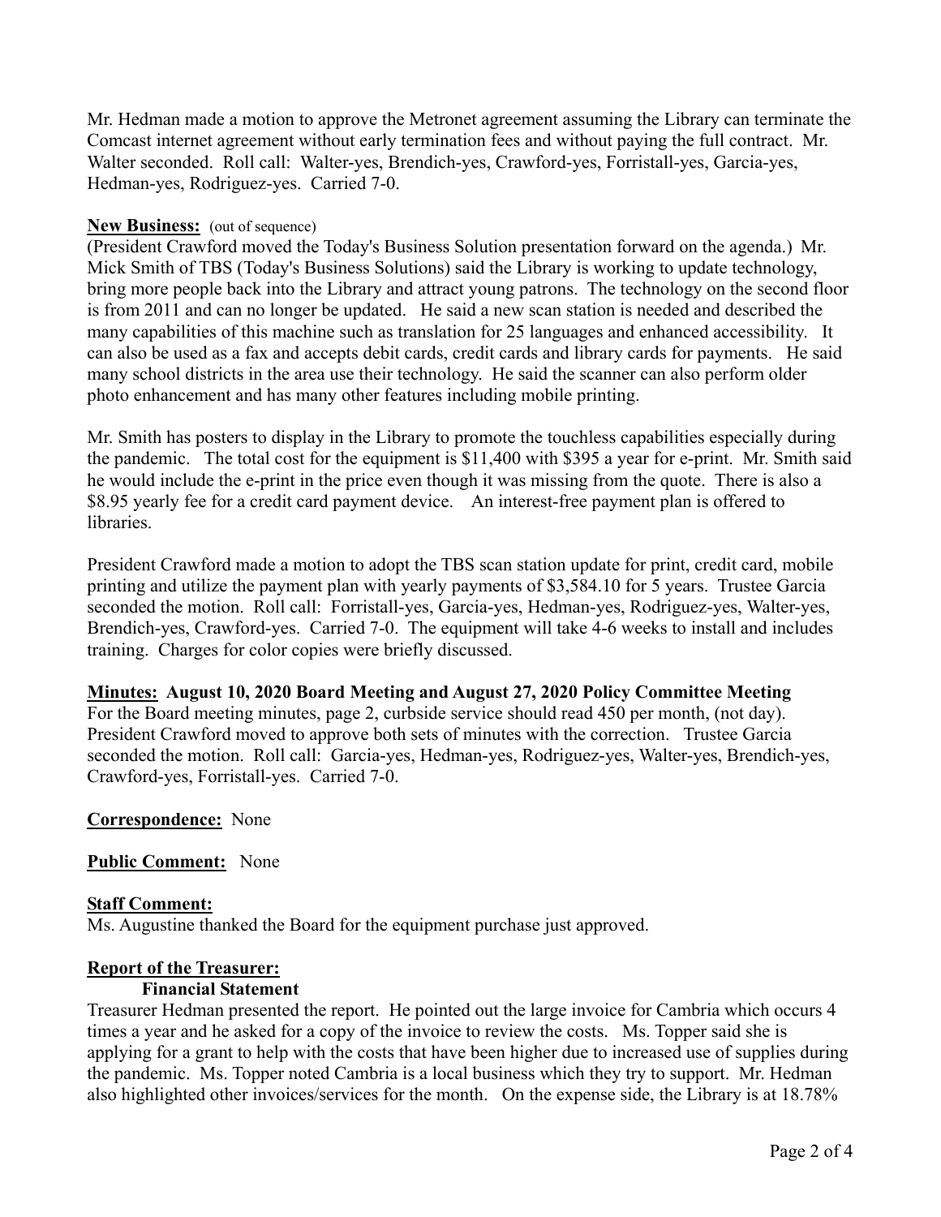Mr. Hedman made a motion to approve the Metronet agreement assuming the Library can terminate the Comcast internet agreement without early termination fees and without paying the full contract. Mr. Walter seconded. Roll call: Walter-yes, Brendich-yes, Crawford-yes, Forristall-yes, Garcia-yes, Hedman-yes, Rodriguez-yes. Carried 7-0.

**New Business:** (out of sequence)

(President Crawford moved the Today's Business Solution presentation forward on the agenda.) Mr. Mick Smith of TBS (Today's Business Solutions) said the Library is working to update technology, bring more people back into the Library and attract young patrons. The technology on the second floor is from 2011 and can no longer be updated. He said a new scan station is needed and described the many capabilities of this machine such as translation for 25 languages and enhanced accessibility. It can also be used as a fax and accepts debit cards, credit cards and library cards for payments. He said many school districts in the area use their technology. He said the scanner can also perform older photo enhancement and has many other features including mobile printing.

Mr. Smith has posters to display in the Library to promote the touchless capabilities especially during the pandemic. The total cost for the equipment is $11,400 with $395 a year for e-print. Mr. Smith said he would include the e-print in the price even though it was missing from the quote. There is also a $8.95 yearly fee for a credit card payment device. An interest-free payment plan is offered to libraries.

President Crawford made a motion to adopt the TBS scan station update for print, credit card, mobile printing and utilize the payment plan with yearly payments of $3,584.10 for 5 years. Trustee Garcia seconded the motion. Roll call: Forristall-yes, Garcia-yes, Hedman-yes, Rodriguez-yes, Walter-yes, Brendich-yes, Crawford-yes. Carried 7-0. The equipment will take 4-6 weeks to install and includes training. Charges for color copies were briefly discussed.

**Minutes: August 10, 2020 Board Meeting and August 27, 2020 Policy Committee Meeting**

For the Board meeting minutes, page 2, curbside service should read 450 per month, (not day). President Crawford moved to approve both sets of minutes with the correction. Trustee Garcia seconded the motion. Roll call: Garcia-yes, Hedman-yes, Rodriguez-yes, Walter-yes, Brendich-yes, Crawford-yes, Forristall-yes. Carried 7-0.

**Correspondence:** None

**Public Comment:** None

**Staff Comment:**

Ms. Augustine thanked the Board for the equipment purchase just approved.

**Report of the Treasurer:**

**Financial Statement**

Treasurer Hedman presented the report. He pointed out the large invoice for Cambria which occurs 4 times a year and he asked for a copy of the invoice to review the costs. Ms. Topper said she is applying for a grant to help with the costs that have been higher due to increased use of supplies during the pandemic. Ms. Topper noted Cambria is a local business which they try to support. Mr. Hedman also highlighted other invoices/services for the month. On the expense side, the Library is at 18.78%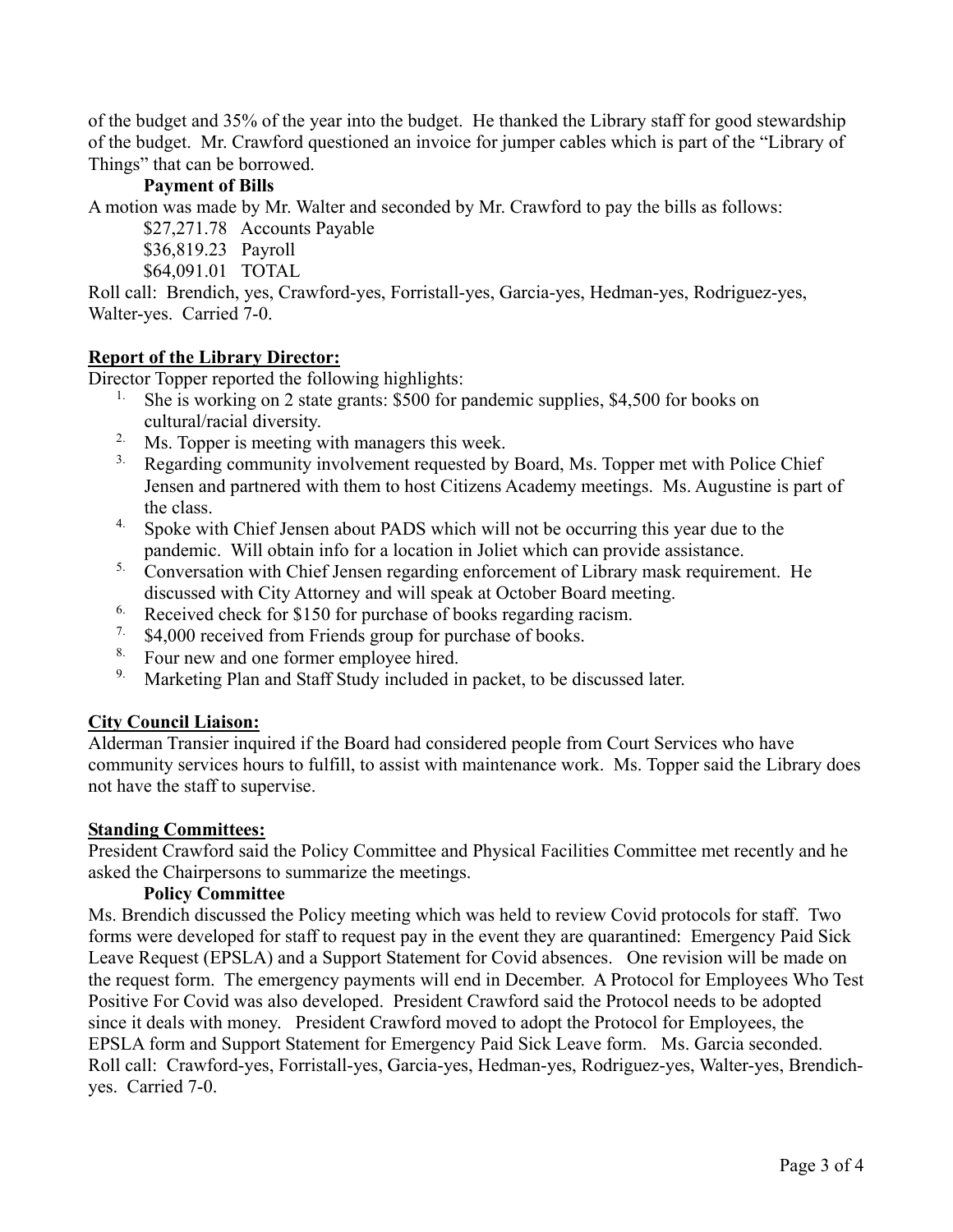of the budget and 35% of the year into the budget. He thanked the Library staff for good stewardship of the budget. Mr. Crawford questioned an invoice for jumper cables which is part of the "Library of Things" that can be borrowed.

**Payment of Bills**

A motion was made by Mr. Walter and seconded by Mr. Crawford to pay the bills as follows:

$27,271.78 Accounts Payable
$36,819.23 Payroll
$64,091.01 TOTAL

Roll call: Brendich, yes, Crawford-yes, Forristall-yes, Garcia-yes, Hedman-yes, Rodriguez-yes, Walter-yes. Carried 7-0.

**Report of the Library Director:**

Director Topper reported the following highlights:

1. She is working on 2 state grants: $500 for pandemic supplies, $4,500 for books on cultural/racial diversity.
2. Ms. Topper is meeting with managers this week.
3. Regarding community involvement requested by Board, Ms. Topper met with Police Chief Jensen and partnered with them to host Citizens Academy meetings. Ms. Augustine is part of the class.
4. Spoke with Chief Jensen about PADS which will not be occurring this year due to the pandemic. Will obtain info for a location in Joliet which can provide assistance.
5. Conversation with Chief Jensen regarding enforcement of Library mask requirement. He discussed with City Attorney and will speak at October Board meeting.
6. Received check for $150 for purchase of books regarding racism.
7. $4,000 received from Friends group for purchase of books.
8. Four new and one former employee hired.
9. Marketing Plan and Staff Study included in packet, to be discussed later.

**City Council Liaison:**

Alderman Transier inquired if the Board had considered people from Court Services who have community services hours to fulfill, to assist with maintenance work. Ms. Topper said the Library does not have the staff to supervise.

**Standing Committees:**

President Crawford said the Policy Committee and Physical Facilities Committee met recently and he asked the Chairpersons to summarize the meetings.

**Policy Committee**

Ms. Brendich discussed the Policy meeting which was held to review Covid protocols for staff. Two forms were developed for staff to request pay in the event they are quarantined: Emergency Paid Sick Leave Request (EPSLA) and a Support Statement for Covid absences. One revision will be made on the request form. The emergency payments will end in December. A Protocol for Employees Who Test Positive For Covid was also developed. President Crawford said the Protocol needs to be adopted since it deals with money. President Crawford moved to adopt the Protocol for Employees, the EPSLA form and Support Statement for Emergency Paid Sick Leave form. Ms. Garcia seconded. Roll call: Crawford-yes, Forristall-yes, Garcia-yes, Hedman-yes, Rodriguez-yes, Walter-yes, Brendich-yes. Carried 7-0.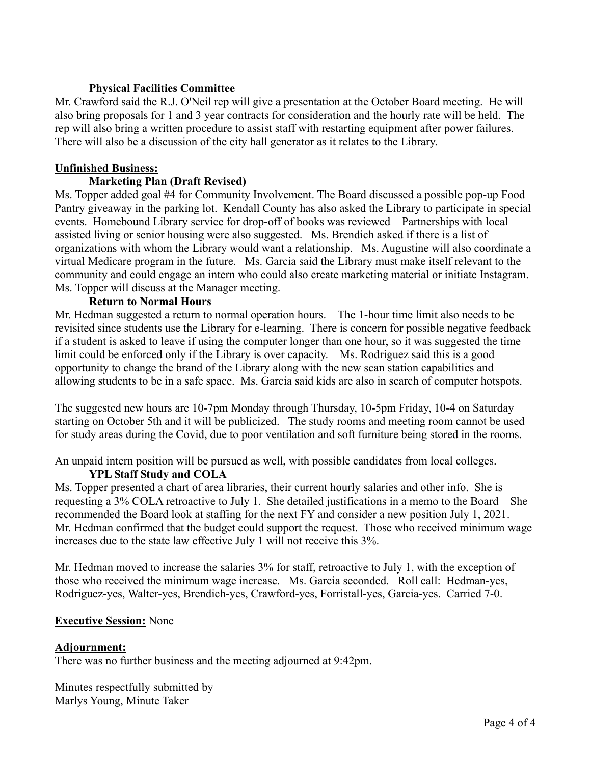### Physical Facilities Committee

Mr. Crawford said the R.J. O'Neil rep will give a presentation at the October Board meeting. He will also bring proposals for 1 and 3 year contracts for consideration and the hourly rate will be held. The rep will also bring a written procedure to assist staff with restarting equipment after power failures. There will also be a discussion of the city hall generator as it relates to the Library.

## Unfinished Business:

### Marketing Plan (Draft Revised)

Ms. Topper added goal #4 for Community Involvement. The Board discussed a possible pop-up Food Pantry giveaway in the parking lot. Kendall County has also asked the Library to participate in special events. Homebound Library service for drop-off of books was reviewed Partnerships with local assisted living or senior housing were also suggested. Ms. Brendich asked if there is a list of organizations with whom the Library would want a relationship. Ms. Augustine will also coordinate a virtual Medicare program in the future. Ms. Garcia said the Library must make itself relevant to the community and could engage an intern who could also create marketing material or initiate Instagram. Ms. Topper will discuss at the Manager meeting.

### Return to Normal Hours

Mr. Hedman suggested a return to normal operation hours. The 1-hour time limit also needs to be revisited since students use the Library for e-learning. There is concern for possible negative feedback if a student is asked to leave if using the computer longer than one hour, so it was suggested the time limit could be enforced only if the Library is over capacity. Ms. Rodriguez said this is a good opportunity to change the brand of the Library along with the new scan station capabilities and allowing students to be in a safe space. Ms. Garcia said kids are also in search of computer hotspots.

The suggested new hours are 10-7pm Monday through Thursday, 10-5pm Friday, 10-4 on Saturday starting on October 5th and it will be publicized. The study rooms and meeting room cannot be used for study areas during the Covid, due to poor ventilation and soft furniture being stored in the rooms.

An unpaid intern position will be pursued as well, with possible candidates from local colleges.

### YPL Staff Study and COLA

Ms. Topper presented a chart of area libraries, their current hourly salaries and other info. She is requesting a 3% COLA retroactive to July 1. She detailed justifications in a memo to the Board She recommended the Board look at staffing for the next FY and consider a new position July 1, 2021. Mr. Hedman confirmed that the budget could support the request. Those who received minimum wage increases due to the state law effective July 1 will not receive this 3%.

Mr. Hedman moved to increase the salaries 3% for staff, retroactive to July 1, with the exception of those who received the minimum wage increase. Ms. Garcia seconded. Roll call: Hedman-yes, Rodriguez-yes, Walter-yes, Brendich-yes, Crawford-yes, Forristall-yes, Garcia-yes. Carried 7-0.

**Executive Session:** None

## Adjournment:

There was no further business and the meeting adjourned at 9:42pm.

Minutes respectfully submitted by
Marlys Young, Minute Taker